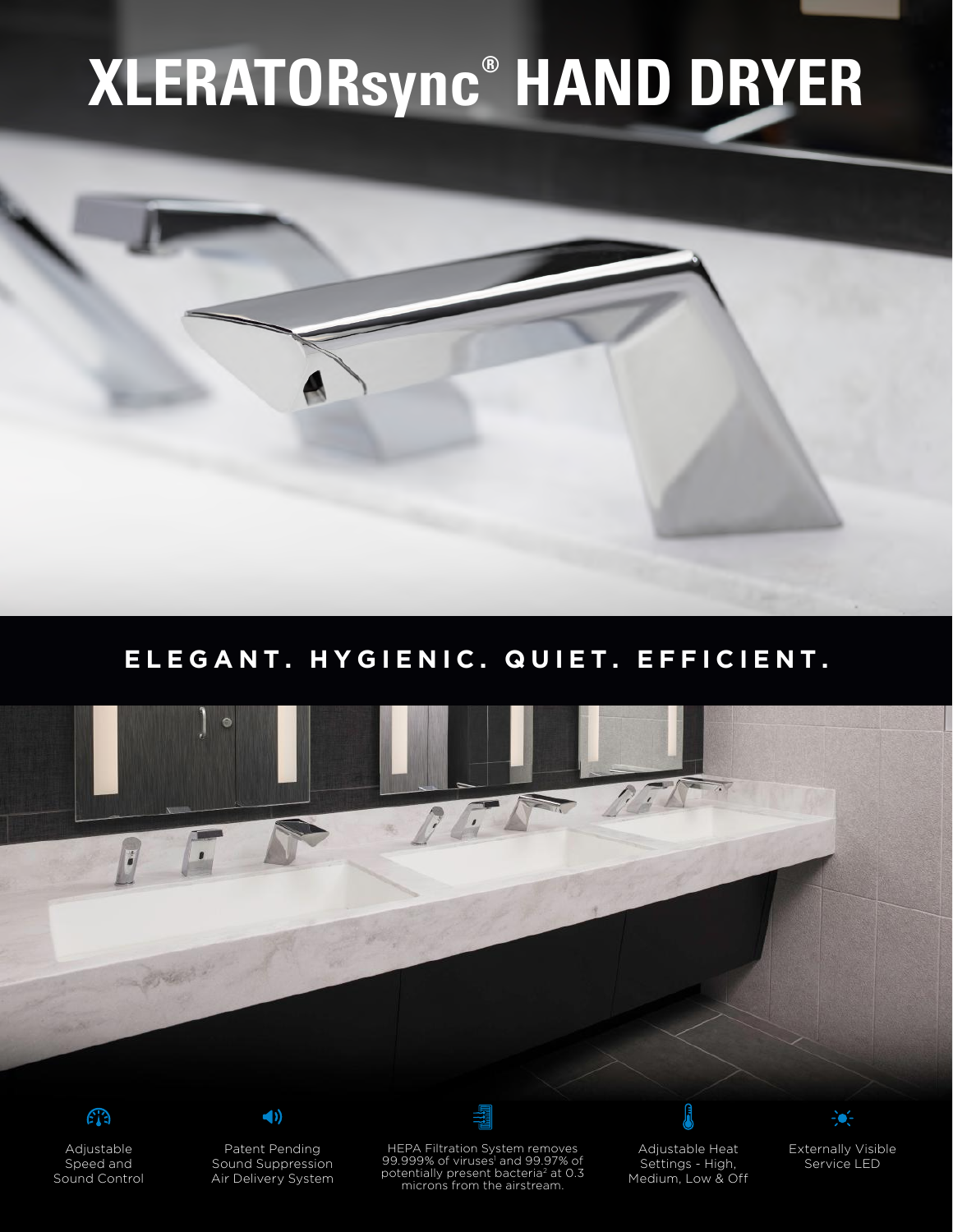# XLERATORsync® HAND DRYER

## ELEGANT. HYGIENIC. QUIET. EFFICIENT.

- Adjustable Speed and Sound Control
- Patent Pending Sound Suppression Air Delivery System
- HEPA Filtration System removes 99.999% of viruses[1] and 99.97% of potentially present bacteria[2] at 0.3 microns from the airstream.
- Adjustable Heat Settings - High, Medium, Low & Off
- Externally Visible Service LED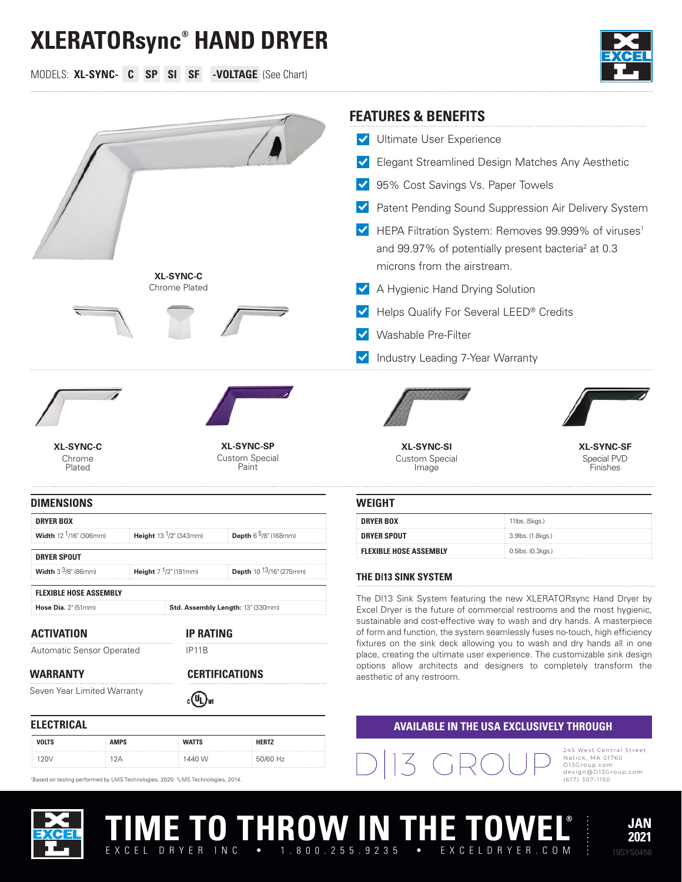# XLERATORsync® HAND DRYER

MODELS: **XL-SYNC- C SP SI SF -VOLTAGE** (See Chart)

**XL-SYNC-C**
Chrome Plated

## FEATURES & BENEFITS

- Ultimate User Experience
- Elegant Streamlined Design Matches Any Aesthetic
- 95% Cost Savings Vs. Paper Towels
- Patent Pending Sound Suppression Air Delivery System
- HEPA Filtration System: Removes 99.999% of viruses[1] and 99.97% of potentially present bacteria[2] at 0.3 microns from the airstream.
- A Hygienic Hand Drying Solution
- Helps Qualify For Several LEED® Credits
- Washable Pre-Filter
- Industry Leading 7-Year Warranty

**XL-SYNC-C**
Chrome Plated

**XL-SYNC-SP**
Custom Special Paint

**XL-SYNC-SI**
Custom Special Image

**XL-SYNC-SF**
Special PVD Finishes

## DIMENSIONS

| DRYER BOX | | |
|---|---|---|
| **Width** 12 1/16" (306mm) | **Height** 13 1/2" (343mm) | **Depth** 6 5/8" (168mm) |

| DRYER SPOUT | | |
|---|---|---|
| **Width** 3 3/8" (86mm) | **Height** 7 1/2" (191mm) | **Depth** 10 13/16" (275mm) |

| FLEXIBLE HOSE ASSEMBLY | |
|---|---|
| **Hose Dia.** 2" (51mm) | **Std. Assembly Length:** 13" (330mm) |

## ACTIVATION

Automatic Sensor Operated

## IP RATING

IP11B

## WARRANTY

Seven Year Limited Warranty

## CERTIFICATIONS

c UL us

## ELECTRICAL

| VOLTS | AMPS | WATTS | HERTZ |
|---|---|---|---|
| 120V | 12A | 1440 W | 50/60 Hz |

[1]Based on testing performed by LMS Technologies, 2020. [2]LMS Technologies, 2014.

## WEIGHT

| | |
|---|---|
| **DRYER BOX** | 11lbs. (5kgs.) |
| **DRYER SPOUT** | 3.9lbs. (1.8kgs.) |
| **FLEXIBLE HOSE ASSEMBLY** | 0.5lbs. (0.3kgs.) |

## THE DI13 SINK SYSTEM

The DI13 Sink System featuring the new XLERATORsync Hand Dryer by Excel Dryer is the future of commercial restrooms and the most hygienic, sustainable and cost-effective way to wash and dry hands. A masterpiece of form and function, the system seamlessly fuses no-touch, high efficiency fixtures on the sink deck allowing you to wash and dry hands all in one place, creating the ultimate user experience. The customizable sink design options allow architects and designers to completely transform the aesthetic of any restroom.

**AVAILABLE IN THE USA EXCLUSIVELY THROUGH**

D|13 GROUP

245 West Central Street
Natick, MA 01760
D13Group.com
design@D13Group.com
(617) 307-1150

**TIME TO THROW IN THE TOWEL®**

EXCEL DRYER INC • 1.800.255.9235 • EXCELDRYER.COM

JAN 2021

19SYS0458